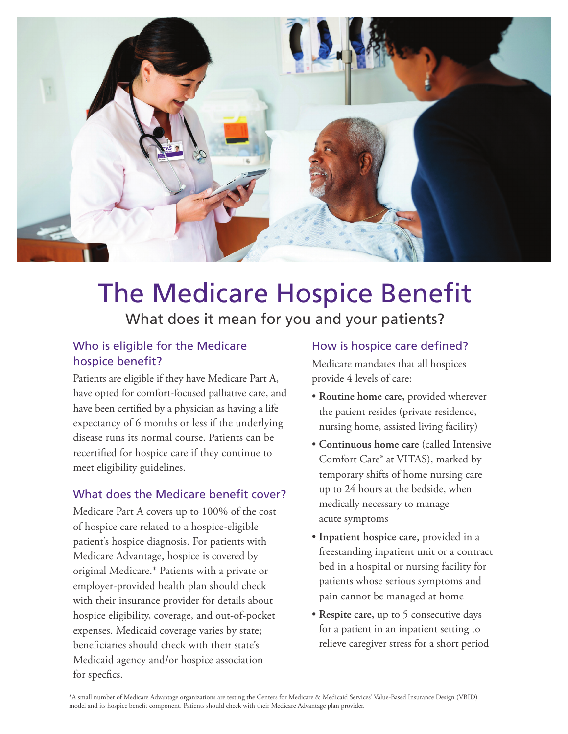# The Medicare Hospice Benefit

What does it mean for you and your patients?

## Who is eligible for the Medicare hospice benefit?

Patients are eligible if they have Medicare Part A, have opted for comfort-focused palliative care, and have been certified by a physician as having a life expectancy of 6 months or less if the underlying disease runs its normal course. Patients can be recertified for hospice care if they continue to meet eligibility guidelines.

## What does the Medicare benefit cover?

Medicare Part A covers up to 100% of the cost of hospice care related to a hospice-eligible patient's hospice diagnosis. For patients with Medicare Advantage, hospice is covered by original Medicare.* Patients with a private or employer-provided health plan should check with their insurance provider for details about hospice eligibility, coverage, and out-of-pocket expenses. Medicaid coverage varies by state; beneficiaries should check with their state's Medicaid agency and/or hospice association for specfics.

## How is hospice care defined?

Medicare mandates that all hospices provide 4 levels of care:

- **Routine home care,** provided wherever the patient resides (private residence, nursing home, assisted living facility)
- **Continuous home care** (called Intensive Comfort Care® at VITAS), marked by temporary shifts of home nursing care up to 24 hours at the bedside, when medically necessary to manage acute symptoms
- **Inpatient hospice care,** provided in a freestanding inpatient unit or a contract bed in a hospital or nursing facility for patients whose serious symptoms and pain cannot be managed at home
- **Respite care,** up to 5 consecutive days for a patient in an inpatient setting to relieve caregiver stress for a short period

*A small number of Medicare Advantage organizations are testing the Centers for Medicare & Medicaid Services' Value-Based Insurance Design (VBID) model and its hospice benefit component. Patients should check with their Medicare Advantage plan provider.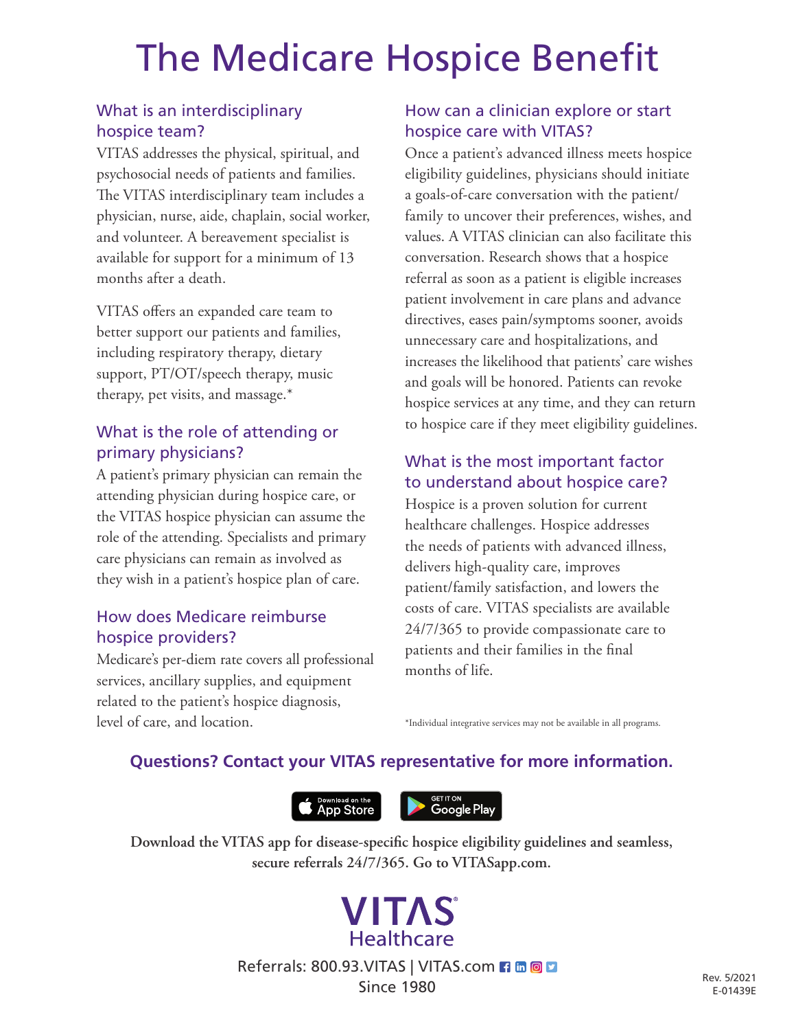# The Medicare Hospice Benefit

## What is an interdisciplinary hospice team?

VITAS addresses the physical, spiritual, and psychosocial needs of patients and families. The VITAS interdisciplinary team includes a physician, nurse, aide, chaplain, social worker, and volunteer. A bereavement specialist is available for support for a minimum of 13 months after a death.

VITAS offers an expanded care team to better support our patients and families, including respiratory therapy, dietary support, PT/OT/speech therapy, music therapy, pet visits, and massage.*

## What is the role of attending or primary physicians?

A patient's primary physician can remain the attending physician during hospice care, or the VITAS hospice physician can assume the role of the attending. Specialists and primary care physicians can remain as involved as they wish in a patient's hospice plan of care.

## How does Medicare reimburse hospice providers?

Medicare's per-diem rate covers all professional services, ancillary supplies, and equipment related to the patient's hospice diagnosis, level of care, and location.

## How can a clinician explore or start hospice care with VITAS?

Once a patient's advanced illness meets hospice eligibility guidelines, physicians should initiate a goals-of-care conversation with the patient/family to uncover their preferences, wishes, and values. A VITAS clinician can also facilitate this conversation. Research shows that a hospice referral as soon as a patient is eligible increases patient involvement in care plans and advance directives, eases pain/symptoms sooner, avoids unnecessary care and hospitalizations, and increases the likelihood that patients' care wishes and goals will be honored. Patients can revoke hospice services at any time, and they can return to hospice care if they meet eligibility guidelines.

## What is the most important factor to understand about hospice care?

Hospice is a proven solution for current healthcare challenges. Hospice addresses the needs of patients with advanced illness, delivers high-quality care, improves patient/family satisfaction, and lowers the costs of care. VITAS specialists are available 24/7/365 to provide compassionate care to patients and their families in the final months of life.

*Individual integrative services may not be available in all programs.

**Questions? Contact your VITAS representative for more information.**

Download on the App Store | GET IT ON Google Play

**Download the VITAS app for disease-specific hospice eligibility guidelines and seamless, secure referrals 24/7/365. Go to VITASapp.com.**

VITAS® Healthcare

Referrals: 800.93.VITAS | VITAS.com

Since 1980

Rev. 5/2021
E-01439E